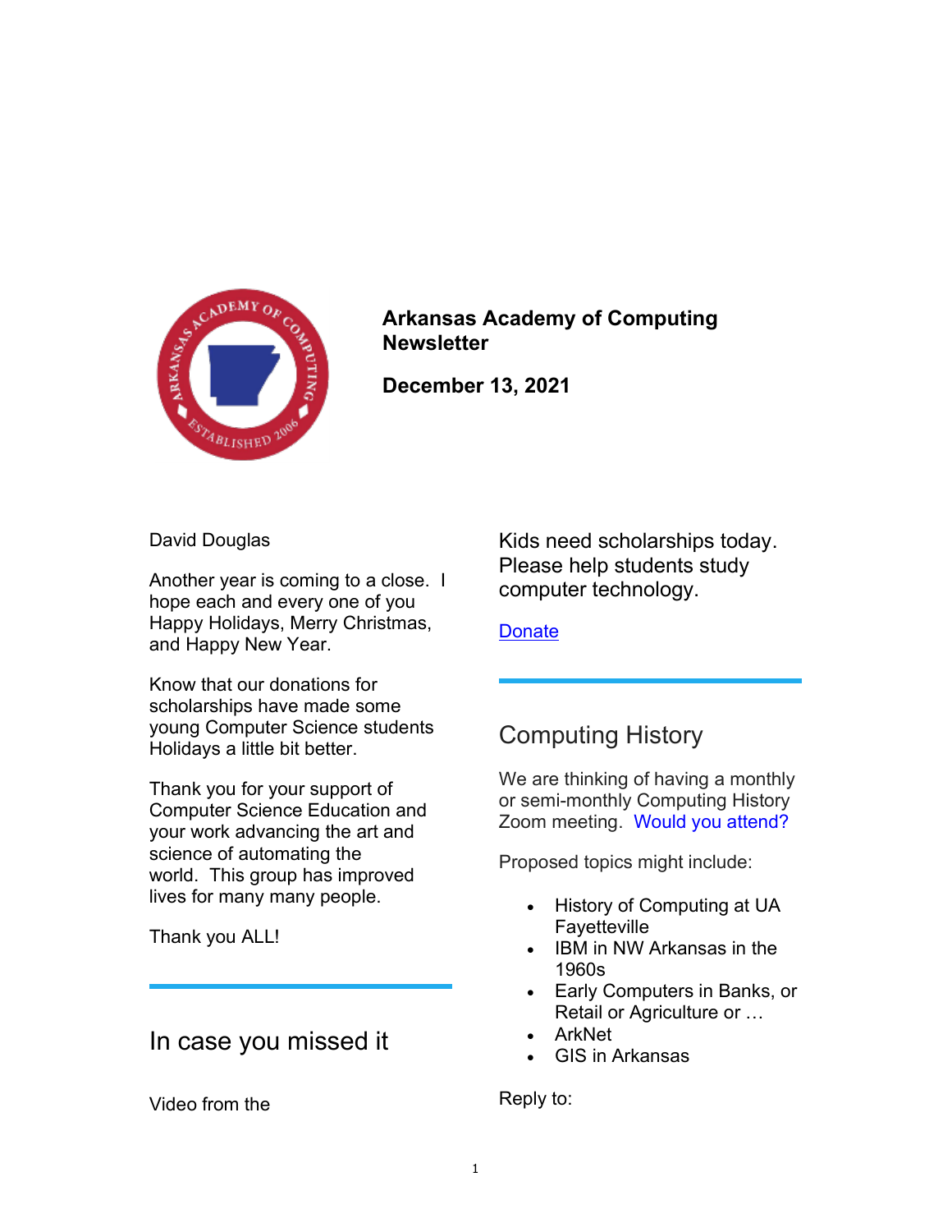# Arkansas Academy of Computing Newsletter

**December 13, 2021**

David Douglas

Another year is coming to a close. I hope each and every one of you Happy Holidays, Merry Christmas, and Happy New Year.

Know that our donations for scholarships have made some young Computer Science students Holidays a little bit better.

Thank you for your support of Computer Science Education and your work advancing the art and science of automating the world. This group has improved lives for many many people.

Thank you ALL!

---

## In case you missed it

Video from the

Kids need scholarships today. Please help students study computer technology.

Donate

---

## Computing History

We are thinking of having a monthly or semi-monthly Computing History Zoom meeting. Would you attend?

Proposed topics might include:

- History of Computing at UA Fayetteville
- IBM in NW Arkansas in the 1960s
- Early Computers in Banks, or Retail or Agriculture or …
- ArkNet
- GIS in Arkansas

Reply to: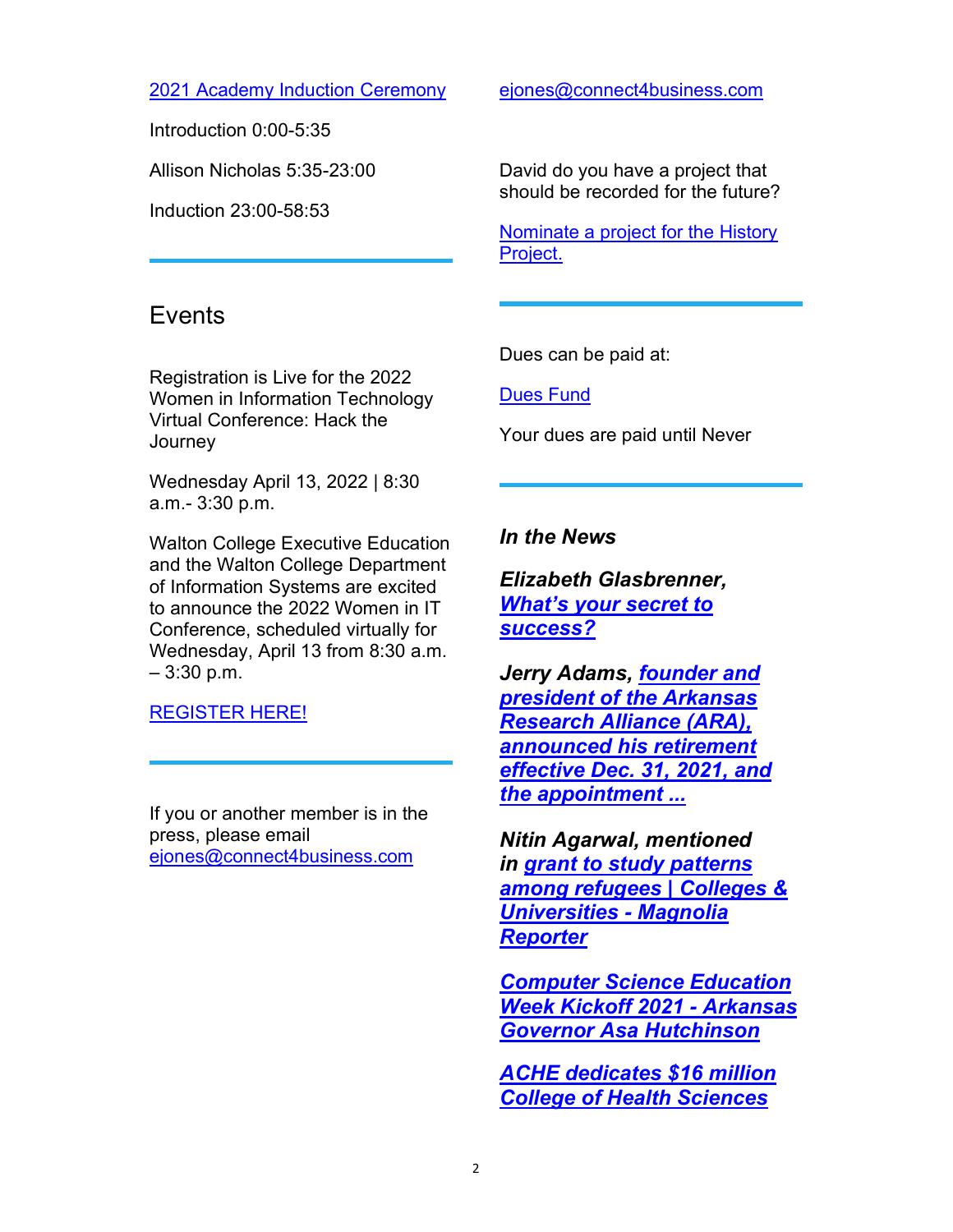2021 Academy Induction Ceremony

Introduction 0:00-5:35

Allison Nicholas 5:35-23:00

Induction 23:00-58:53

---

## Events

Registration is Live for the 2022 Women in Information Technology Virtual Conference: Hack the Journey

Wednesday April 13, 2022 | 8:30 a.m.- 3:30 p.m.

Walton College Executive Education and the Walton College Department of Information Systems are excited to announce the 2022 Women in IT Conference, scheduled virtually for Wednesday, April 13 from 8:30 a.m. – 3:30 p.m.

REGISTER HERE!

---

If you or another member is in the press, please email ejones@connect4business.com

ejones@connect4business.com

David do you have a project that should be recorded for the future?

Nominate a project for the History Project.

---

Dues can be paid at:

Dues Fund

Your dues are paid until Never

---

***In the News***

***Elizabeth Glasbrenner, What's your secret to success?***

***Jerry Adams, founder and president of the Arkansas Research Alliance (ARA), announced his retirement effective Dec. 31, 2021, and the appointment ...***

***Nitin Agarwal, mentioned in grant to study patterns among refugees | Colleges & Universities - Magnolia Reporter***

***Computer Science Education Week Kickoff 2021 - Arkansas Governor Asa Hutchinson***

***ACHE dedicates $16 million College of Health Sciences***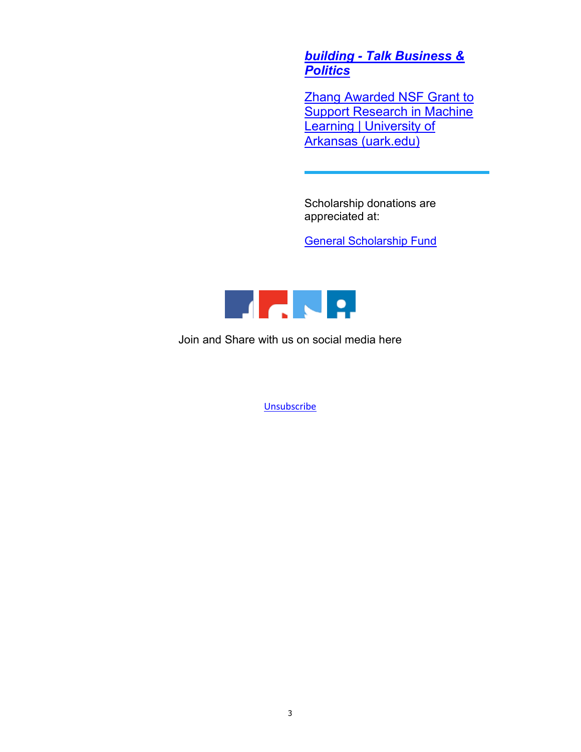***building - Talk Business & Politics***

Zhang Awarded NSF Grant to Support Research in Machine Learning | University of Arkansas (uark.edu)

---

Scholarship donations are appreciated at:

General Scholarship Fund

Join and Share with us on social media here

Unsubscribe